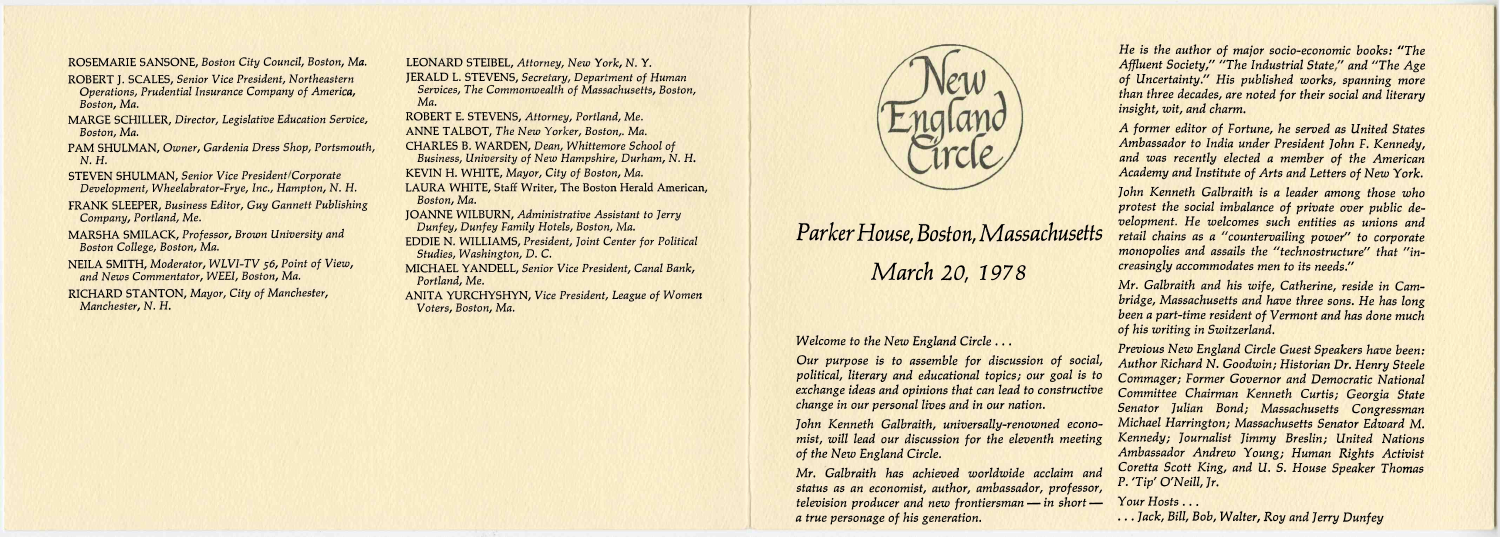ROSEMARIE SANSONE, *Boston City Council, Boston, Ma.*

ROBERT J. SCALES, *Senior Vice President, Northeastern Operations, Prudential Insurance Company of America, Boston, Ma.*

MARGE SCHILLER, *Director, Legislative Education Service, Boston, Ma.*

PAM SHULMAN, *Owner, Gardenia Dress Shop, Portsmouth, N. H.*

STEVEN SHULMAN, *Senior Vice President/Corporate Development, Wheelabrator-Frye, Inc., Hampton, N. H.*

FRANK SLEEPER, *Business Editor, Guy Gannett Publishing Company, Portland, Me.*

MARSHA SMILACK, *Professor, Brown University and Boston College, Boston, Ma.*

NEILA SMITH, *Moderator, WLVI-TV 56, Point of View, and News Commentator, WEEI, Boston, Ma.*

RICHARD STANTON, *Mayor, City of Manchester, Manchester, N. H.*

LEONARD STEIBEL, *Attorney, New York, N. Y.*

JERALD L. STEVENS, *Secretary, Department of Human Services, The Commonwealth of Massachusetts, Boston, Ma.*

ROBERT E. STEVENS, *Attorney, Portland, Me.*

ANNE TALBOT, *The New Yorker, Boston,. Ma.*

CHARLES B. WARDEN, *Dean, Whittemore School of Business, University of New Hampshire, Durham, N. H.*

KEVIN H. WHITE, *Mayor, City of Boston, Ma.*

LAURA WHITE, *Staff Writer, The Boston Herald American, Boston, Ma.*

JOANNE WILBURN, *Administrative Assistant to Jerry Dunfey, Dunfey Family Hotels, Boston, Ma.*

EDDIE N. WILLIAMS, *President, Joint Center for Political Studies, Washington, D. C.*

MICHAEL YANDELL, *Senior Vice President, Canal Bank, Portland, Me.*

ANITA YURCHYSHYN, *Vice President, League of Women Voters, Boston, Ma.*

# New England Circle

## *Parker House, Boston, Massachusetts*

## *March 20, 1978*

*Welcome to the New England Circle . . .*

*Our purpose is to assemble for discussion of social, political, literary and educational topics; our goal is to exchange ideas and opinions that can lead to constructive change in our personal lives and in our nation.*

*John Kenneth Galbraith, universally-renowned economist, will lead our discussion for the eleventh meeting of the New England Circle.*

*Mr. Galbraith has achieved worldwide acclaim and status as an economist, author, ambassador, professor, television producer and new frontiersman — in short — a true personage of his generation.*

*He is the author of major socio-economic books: "The Affluent Society," "The Industrial State," and "The Age of Uncertainty." His published works, spanning more than three decades, are noted for their social and literary insight, wit, and charm.*

*A former editor of Fortune, he served as United States Ambassador to India under President John F. Kennedy, and was recently elected a member of the American Academy and Institute of Arts and Letters of New York.*

*John Kenneth Galbraith is a leader among those who protest the social imbalance of private over public development. He welcomes such entities as unions and retail chains as a "countervailing power" to corporate monopolies and assails the "technostructure" that "increasingly accommodates men to its needs."*

*Mr. Galbraith and his wife, Catherine, reside in Cambridge, Massachusetts and have three sons. He has long been a part-time resident of Vermont and has done much of his writing in Switzerland.*

*Previous New England Circle Guest Speakers have been: Author Richard N. Goodwin; Historian Dr. Henry Steele Commager; Former Governor and Democratic National Committee Chairman Kenneth Curtis; Georgia State Senator Julian Bond; Massachusetts Congressman Michael Harrington; Massachusetts Senator Edward M. Kennedy; Journalist Jimmy Breslin; United Nations Ambassador Andrew Young; Human Rights Activist Coretta Scott King, and U. S. House Speaker Thomas P. 'Tip' O'Neill, Jr.*

*Your Hosts . . .*

*. . . Jack, Bill, Bob, Walter, Roy and Jerry Dunfey*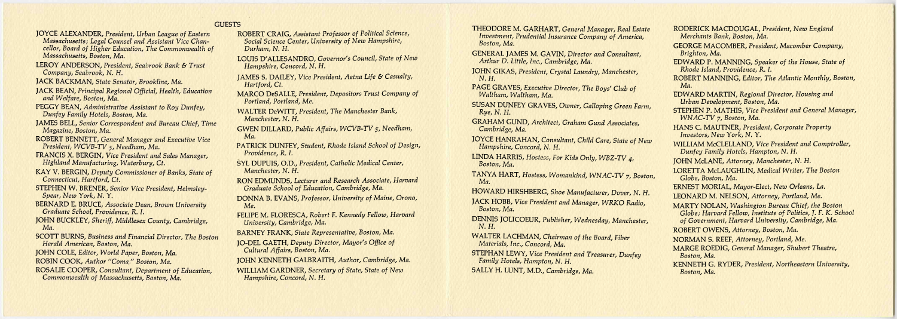## GUESTS

JOYCE ALEXANDER, *President, Urban League of Eastern Massachusetts; Legal Counsel and Assistant Vice Chancellor, Board of Higher Education, The Commonwealth of Massachusetts, Boston, Ma.*

LEROY ANDERSON, *President, Seabrook Bank & Trust Company, Seabrook, N. H.*

JACK BACKMAN, *State Senator, Brookline, Ma.*

JACK BEAN, *Principal Regional Official, Health, Education and Welfare, Boston, Ma.*

PEGGY BEAN, *Administrative Assistant to Roy Dunfey, Dunfey Family Hotels, Boston, Ma.*

JAMES BELL, *Senior Correspondent and Bureau Chief, Time Magazine, Boston, Ma.*

ROBERT BENNETT, *General Manager and Executive Vice President, WCVB-TV 5, Needham, Ma.*

FRANCIS X. BERGIN, *Vice President and Sales Manager, Highland Manufacturing, Waterbury, Ct.*

KAY V. BERGIN, *Deputy Commissioner of Banks, State of Connecticut, Hartford, Ct.*

STEPHEN W. BRENER, *Senior Vice President, Helmsley-Spear, New York, N. Y.*

BERNARD E. BRUCE, *Associate Dean, Brown University Graduate School, Providence, R. I.*

JOHN BUCKLEY, *Sheriff, Middlesex County, Cambridge, Ma.*

SCOTT BURNS, *Business and Financial Director, The Boston Herald American, Boston, Ma.*

JOHN COLE, *Editor, World Paper, Boston, Ma.*

ROBIN COOK, *Author "Coma," Boston, Ma.*

ROSALIE COOPER, *Consultant, Department of Education, Commonwealth of Massachusetts, Boston, Ma.*

ROBERT CRAIG, *Assistant Professor of Political Science, Social Science Center, University of New Hampshire, Durham, N. H.*

LOUIS D'ALLESANDRO, *Governor's Council, State of New Hampshire, Concord, N. H.*

JAMES S. DAILEY, *Vice President, Aetna Life & Casualty, Hartford, Ct.*

MARCO DeSALLE, *President, Depositors Trust Company of Portland, Portland, Me.*

WALTER DeWITT, *President, The Manchester Bank, Manchester, N. H.*

GWEN DILLARD, *Public Affairs, WCVB-TV 5, Needham, Ma.*

PATRICK DUNFEY, *Student, Rhode Island School of Design, Providence, R. I.*

SYL DUPUIS, O.D., *President, Catholic Medical Center, Manchester, N. H.*

RON EDMUNDS, *Lecturer and Research Associate, Harvard Graduate School of Education, Cambridge, Ma.*

DONNA B. EVANS, *Professor, University of Maine, Orono, Me.*

FELIPE M. FLORESCA, *Robert F. Kennedy Fellow, Harvard University, Cambridge, Ma.*

BARNEY FRANK, *State Representative, Boston, Ma.*

JO-DEL GAETH, *Deputy Director, Mayor's Office of Cultural Affairs, Boston, Ma.*

JOHN KENNETH GALBRAITH, *Author, Cambridge, Ma.*

WILLIAM GARDNER, *Secretary of State, State of New Hampshire, Concord, N. H.*

THEODORE M. GARHART, *General Manager, Real Estate Investment, Prudential Insurance Company of America, Boston, Ma.*

GENERAL JAMES M. GAVIN, *Director and Consultant, Arthur D. Little, Inc., Cambridge, Ma.*

JOHN GIKAS, *President, Crystal Laundry, Manchester, N. H.*

PAGE GRAVES, *Executive Director, The Boys' Club of Waltham, Waltham, Ma.*

SUSAN DUNFEY GRAVES, *Owner, Galloping Green Farm, Rye, N. H.*

GRAHAM GUND, *Architect, Graham Gund Associates, Cambridge, Ma.*

JOYCE HANRAHAN, *Consultant, Child Care, State of New Hampshire, Concord, N. H.*

LINDA HARRIS, *Hostess, For Kids Only, WBZ-TV 4, Boston, Ma.*

TANYA HART, *Hostess, Womankind, WNAC-TV 7, Boston, Ma.*

HOWARD HIRSHBERG, *Shoe Manufacturer, Dover, N. H.*

JACK HOBB, *Vice President and Manager, WRKO Radio, Boston, Ma.*

DENNIS JOLICOEUR, *Publisher, Wednesday, Manchester, N. H.*

WALTER LACHMAN, *Chairman of the Board, Fiber Materials, Inc., Concord, Ma.*

STEPHAN LEWY, *Vice President and Treasurer, Dunfey Family Hotels, Hampton, N. H.*

SALLY H. LUNT, M.D., *Cambridge, Ma.*

RODERICK MACDOUGAL, *President, New England Merchants Bank, Boston, Ma.*

GEORGE MACOMBER, *President, Macomber Company, Brighton, Ma.*

EDWARD P. MANNING, *Speaker of the House, State of Rhode Island, Providence, R. I.*

ROBERT MANNING, *Editor, The Atlantic Monthly, Boston, Ma.*

EDWARD MARTIN, *Regional Director, Housing and Urban Development, Boston, Ma.*

STEPHEN P. MATHIS, *Vice President and General Manager, WNAC-TV 7, Boston, Ma.*

HANS C. MAUTNER, *President, Corporate Property Investors, New York, N. Y.*

WILLIAM McCLELLAND, *Vice President and Comptroller, Dunfey Family Hotels, Hampton, N. H.*

JOHN McLANE, *Attorney, Manchester, N. H.*

LORETTA McLAUGHLIN, *Medical Writer, The Boston Globe, Boston, Ma.*

ERNEST MORIAL, *Mayor-Elect, New Orleans, La.*

LEONARD M. NELSON, *Attorney, Portland, Me.*

MARTY NOLAN, *Washington Bureau Chief, the Boston Globe; Harvard Fellow, Institute of Politics, J. F. K. School of Government, Harvard University, Cambridge, Ma.*

ROBERT OWENS, *Attorney, Boston, Ma.*

NORMAN S. REEF, *Attorney, Portland, Me.*

MARGE ROEDIG, *General Manager, Shubert Theatre, Boston, Ma.*

KENNETH G. RYDER, *President, Northeastern University, Boston, Ma.*